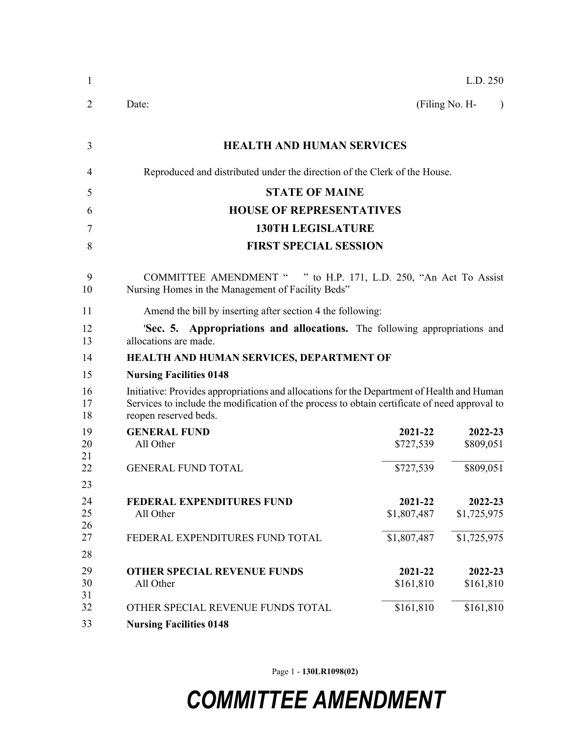L.D. 250

Date: (Filing No. H- )

**HEALTH AND HUMAN SERVICES**

Reproduced and distributed under the direction of the Clerk of the House.

**STATE OF MAINE**

**HOUSE OF REPRESENTATIVES**

**130TH LEGISLATURE**

**FIRST SPECIAL SESSION**

COMMITTEE AMENDMENT " " to H.P. 171, L.D. 250, "An Act To Assist Nursing Homes in the Management of Facility Beds"

Amend the bill by inserting after section 4 the following:

'**Sec. 5. Appropriations and allocations.** The following appropriations and allocations are made.

**HEALTH AND HUMAN SERVICES, DEPARTMENT OF**

**Nursing Facilities 0148**

Initiative: Provides appropriations and allocations for the Department of Health and Human Services to include the modification of the process to obtain certificate of need approval to reopen reserved beds.

| | | |
|---|---|---|
| **GENERAL FUND** | **2021-22** | **2022-23** |
| All Other | $727,539 | $809,051 |
| GENERAL FUND TOTAL | $727,539 | $809,051 |
| | | |
| **FEDERAL EXPENDITURES FUND** | **2021-22** | **2022-23** |
| All Other | $1,807,487 | $1,725,975 |
| FEDERAL EXPENDITURES FUND TOTAL | $1,807,487 | $1,725,975 |
| | | |
| **OTHER SPECIAL REVENUE FUNDS** | **2021-22** | **2022-23** |
| All Other | $161,810 | $161,810 |
| OTHER SPECIAL REVENUE FUNDS TOTAL | $161,810 | $161,810 |

**Nursing Facilities 0148**

# COMMITTEE AMENDMENT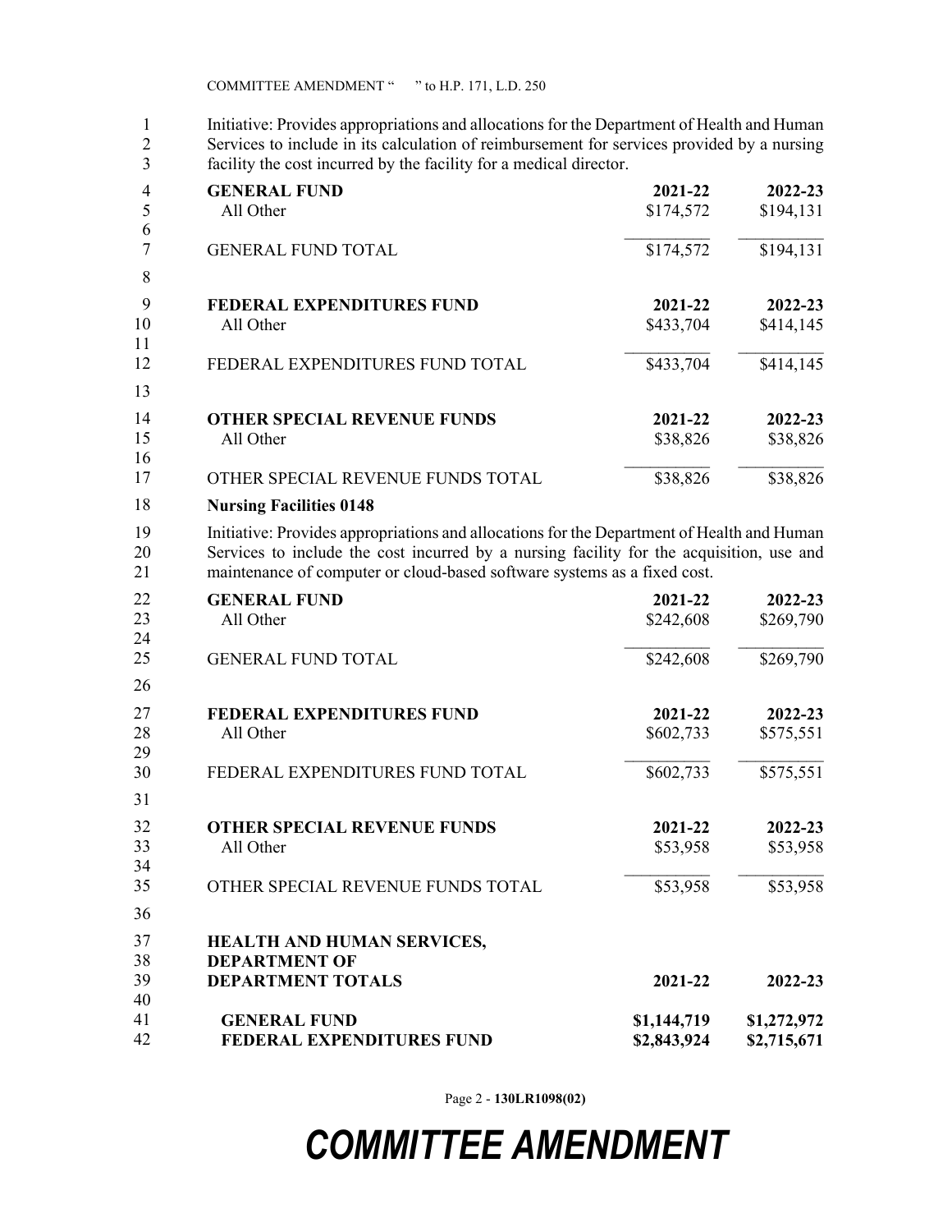Initiative: Provides appropriations and allocations for the Department of Health and Human Services to include in its calculation of reimbursement for services provided by a nursing facility the cost incurred by the facility for a medical director.

| **GENERAL FUND** | **2021-22** | **2022-23** |
|---|---|---|
| All Other | $174,572 | $194,131 |
| GENERAL FUND TOTAL | $174,572 | $194,131 |

| **FEDERAL EXPENDITURES FUND** | **2021-22** | **2022-23** |
|---|---|---|
| All Other | $433,704 | $414,145 |
| FEDERAL EXPENDITURES FUND TOTAL | $433,704 | $414,145 |

| **OTHER SPECIAL REVENUE FUNDS** | **2021-22** | **2022-23** |
|---|---|---|
| All Other | $38,826 | $38,826 |
| OTHER SPECIAL REVENUE FUNDS TOTAL | $38,826 | $38,826 |

**Nursing Facilities 0148**

Initiative: Provides appropriations and allocations for the Department of Health and Human Services to include the cost incurred by a nursing facility for the acquisition, use and maintenance of computer or cloud-based software systems as a fixed cost.

| **GENERAL FUND** | **2021-22** | **2022-23** |
|---|---|---|
| All Other | $242,608 | $269,790 |
| GENERAL FUND TOTAL | $242,608 | $269,790 |

| **FEDERAL EXPENDITURES FUND** | **2021-22** | **2022-23** |
|---|---|---|
| All Other | $602,733 | $575,551 |
| FEDERAL EXPENDITURES FUND TOTAL | $602,733 | $575,551 |

| **OTHER SPECIAL REVENUE FUNDS** | **2021-22** | **2022-23** |
|---|---|---|
| All Other | $53,958 | $53,958 |
| OTHER SPECIAL REVENUE FUNDS TOTAL | $53,958 | $53,958 |

| **HEALTH AND HUMAN SERVICES, DEPARTMENT OF DEPARTMENT TOTALS** | **2021-22** | **2022-23** |
|---|---|---|
| **GENERAL FUND** | **$1,144,719** | **$1,272,972** |
| **FEDERAL EXPENDITURES FUND** | **$2,843,924** | **$2,715,671** |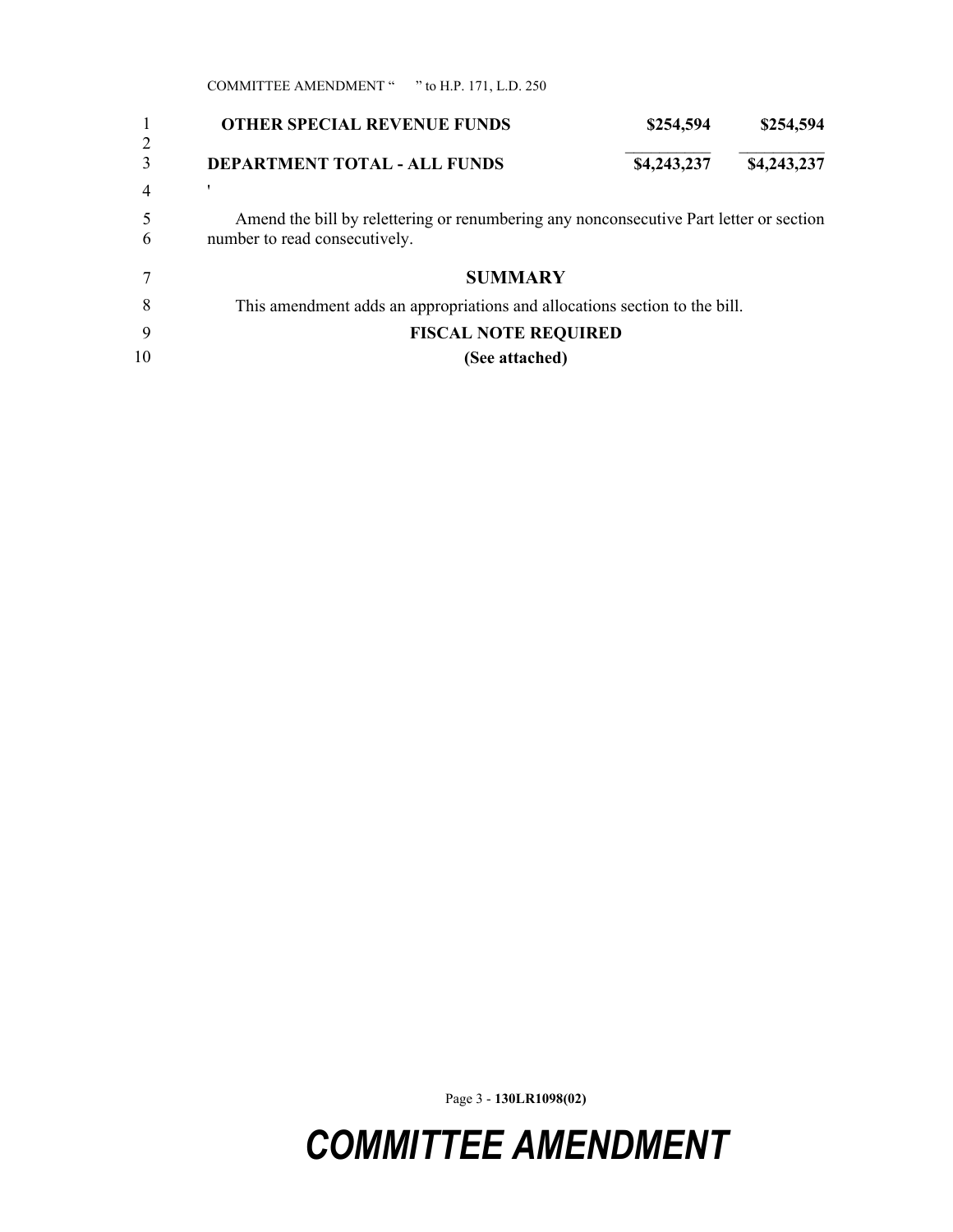| | | |
|---|---|---|
| **OTHER SPECIAL REVENUE FUNDS** | **$254,594** | **$254,594** |
| **DEPARTMENT TOTAL - ALL FUNDS** | **$4,243,237** | **$4,243,237** |

'

Amend the bill by relettering or renumbering any nonconsecutive Part letter or section number to read consecutively.

## SUMMARY

This amendment adds an appropriations and allocations section to the bill.

**FISCAL NOTE REQUIRED**

**(See attached)**

# *COMMITTEE AMENDMENT*